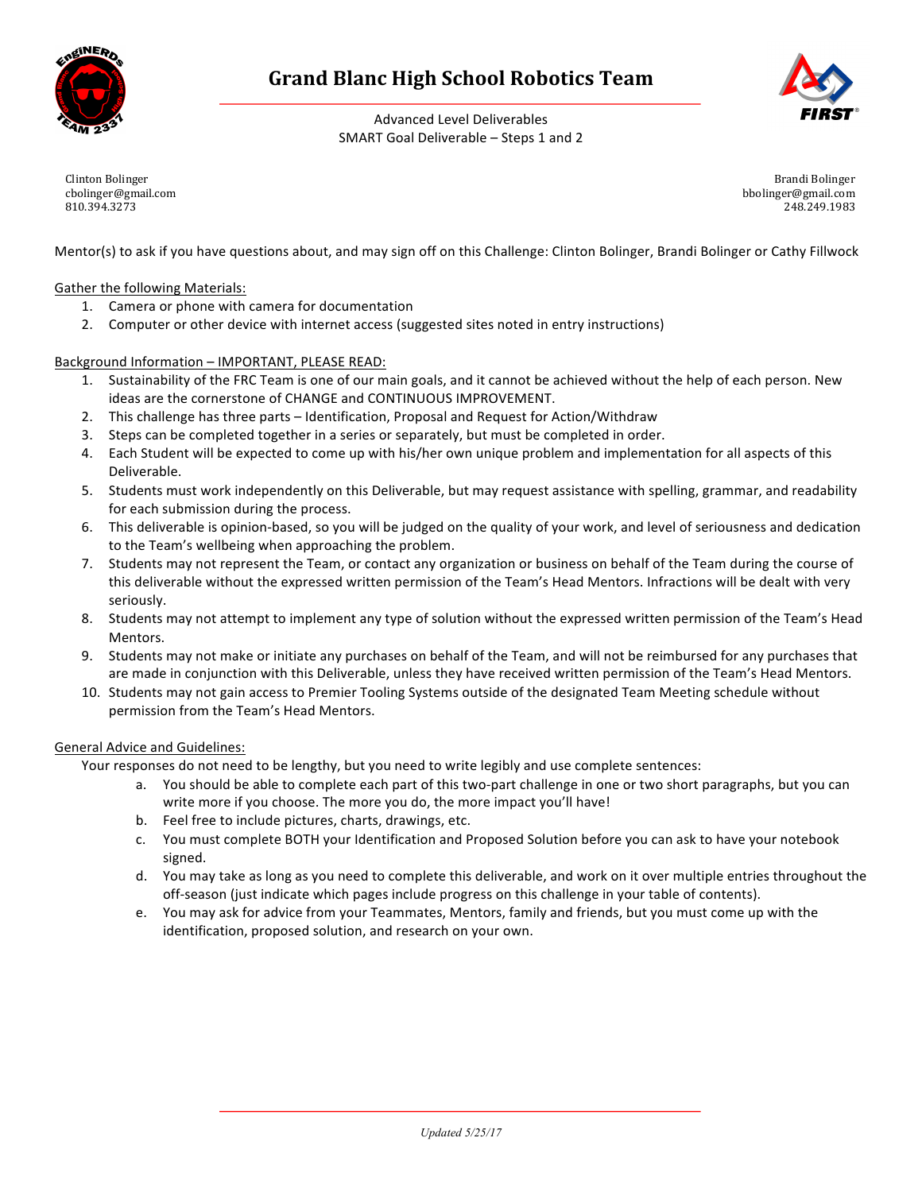# Grand Blanc High School Robotics Team

Advanced Level Deliverables
SMART Goal Deliverable – Steps 1 and 2

Clinton Bolinger
cbolinger@gmail.com
810.394.3273

Brandi Bolinger
bbolinger@gmail.com
248.249.1983

Mentor(s) to ask if you have questions about, and may sign off on this Challenge: Clinton Bolinger, Brandi Bolinger or Cathy Fillwock

Gather the following Materials:

1. Camera or phone with camera for documentation
2. Computer or other device with internet access (suggested sites noted in entry instructions)

Background Information – IMPORTANT, PLEASE READ:

1. Sustainability of the FRC Team is one of our main goals, and it cannot be achieved without the help of each person. New ideas are the cornerstone of CHANGE and CONTINUOUS IMPROVEMENT.
2. This challenge has three parts – Identification, Proposal and Request for Action/Withdraw
3. Steps can be completed together in a series or separately, but must be completed in order.
4. Each Student will be expected to come up with his/her own unique problem and implementation for all aspects of this Deliverable.
5. Students must work independently on this Deliverable, but may request assistance with spelling, grammar, and readability for each submission during the process.
6. This deliverable is opinion-based, so you will be judged on the quality of your work, and level of seriousness and dedication to the Team's wellbeing when approaching the problem.
7. Students may not represent the Team, or contact any organization or business on behalf of the Team during the course of this deliverable without the expressed written permission of the Team's Head Mentors. Infractions will be dealt with very seriously.
8. Students may not attempt to implement any type of solution without the expressed written permission of the Team's Head Mentors.
9. Students may not make or initiate any purchases on behalf of the Team, and will not be reimbursed for any purchases that are made in conjunction with this Deliverable, unless they have received written permission of the Team's Head Mentors.
10. Students may not gain access to Premier Tooling Systems outside of the designated Team Meeting schedule without permission from the Team's Head Mentors.

General Advice and Guidelines:

Your responses do not need to be lengthy, but you need to write legibly and use complete sentences:

a. You should be able to complete each part of this two-part challenge in one or two short paragraphs, but you can write more if you choose. The more you do, the more impact you'll have!
b. Feel free to include pictures, charts, drawings, etc.
c. You must complete BOTH your Identification and Proposed Solution before you can ask to have your notebook signed.
d. You may take as long as you need to complete this deliverable, and work on it over multiple entries throughout the off-season (just indicate which pages include progress on this challenge in your table of contents).
e. You may ask for advice from your Teammates, Mentors, family and friends, but you must come up with the identification, proposed solution, and research on your own.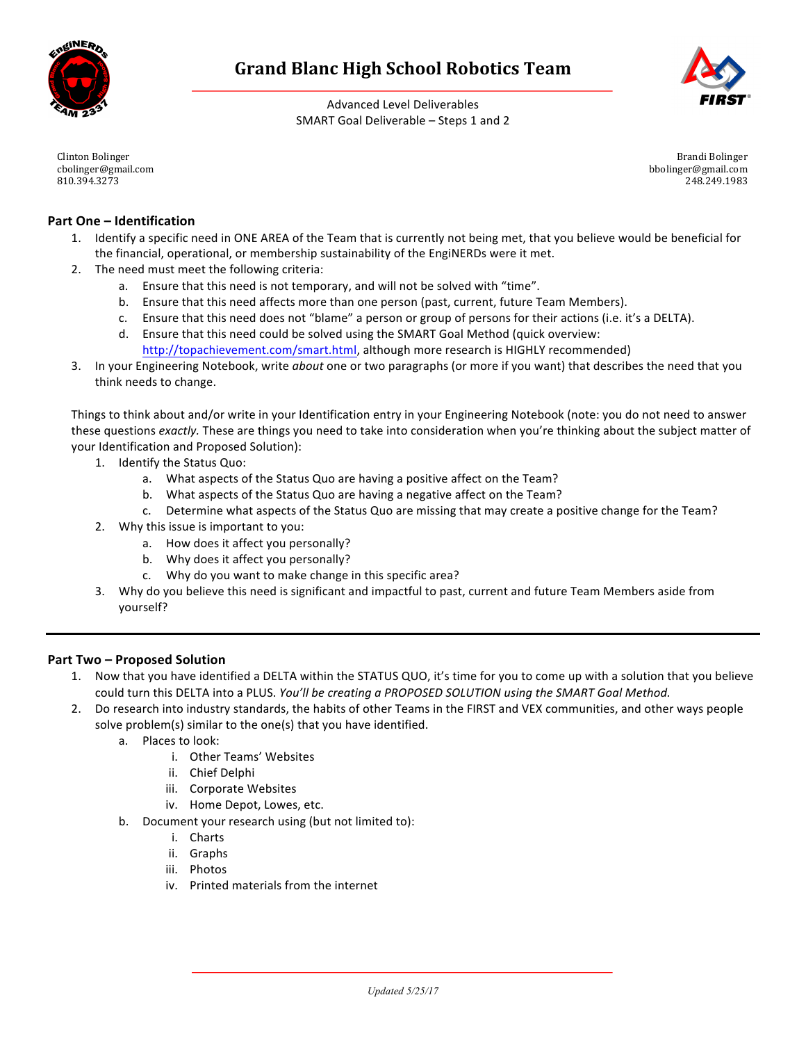# Grand Blanc High School Robotics Team

Advanced Level Deliverables
SMART Goal Deliverable – Steps 1 and 2

Clinton Bolinger
cbolinger@gmail.com
810.394.3273

Brandi Bolinger
bbolinger@gmail.com
248.249.1983

## Part One – Identification

1. Identify a specific need in ONE AREA of the Team that is currently not being met, that you believe would be beneficial for the financial, operational, or membership sustainability of the EngiNERDs were it met.
2. The need must meet the following criteria:
   a. Ensure that this need is not temporary, and will not be solved with "time".
   b. Ensure that this need affects more than one person (past, current, future Team Members).
   c. Ensure that this need does not "blame" a person or group of persons for their actions (i.e. it's a DELTA).
   d. Ensure that this need could be solved using the SMART Goal Method (quick overview: http://topachievement.com/smart.html, although more research is HIGHLY recommended)
3. In your Engineering Notebook, write *about* one or two paragraphs (or more if you want) that describes the need that you think needs to change.

Things to think about and/or write in your Identification entry in your Engineering Notebook (note: you do not need to answer these questions *exactly.* These are things you need to take into consideration when you're thinking about the subject matter of your Identification and Proposed Solution):

1. Identify the Status Quo:
   a. What aspects of the Status Quo are having a positive affect on the Team?
   b. What aspects of the Status Quo are having a negative affect on the Team?
   c. Determine what aspects of the Status Quo are missing that may create a positive change for the Team?
2. Why this issue is important to you:
   a. How does it affect you personally?
   b. Why does it affect you personally?
   c. Why do you want to make change in this specific area?
3. Why do you believe this need is significant and impactful to past, current and future Team Members aside from yourself?

---

## Part Two – Proposed Solution

1. Now that you have identified a DELTA within the STATUS QUO, it's time for you to come up with a solution that you believe could turn this DELTA into a PLUS. *You'll be creating a PROPOSED SOLUTION using the SMART Goal Method.*
2. Do research into industry standards, the habits of other Teams in the FIRST and VEX communities, and other ways people solve problem(s) similar to the one(s) that you have identified.
   a. Places to look:
      i. Other Teams' Websites
      ii. Chief Delphi
      iii. Corporate Websites
      iv. Home Depot, Lowes, etc.
   b. Document your research using (but not limited to):
      i. Charts
      ii. Graphs
      iii. Photos
      iv. Printed materials from the internet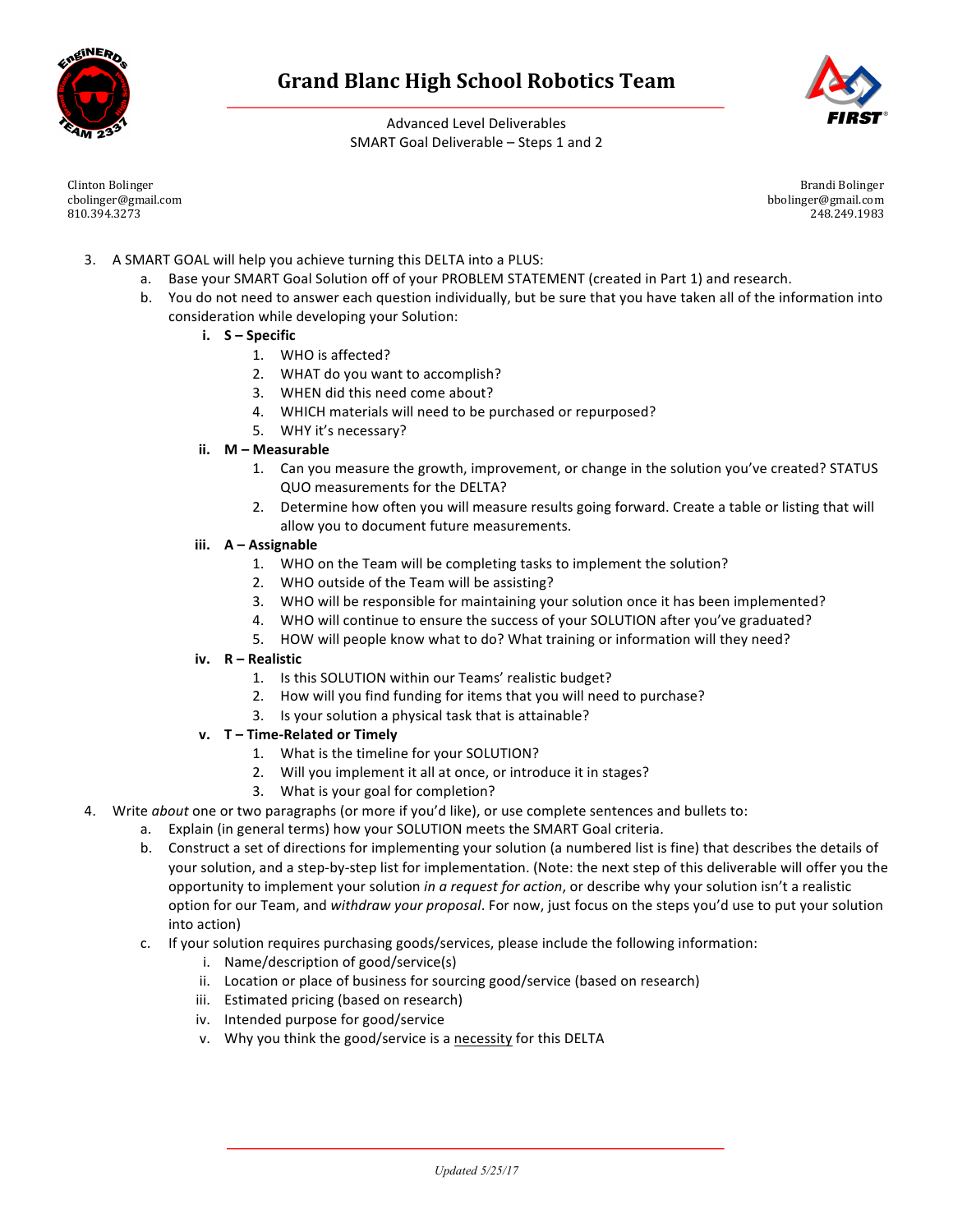# Grand Blanc High School Robotics Team

Advanced Level Deliverables
SMART Goal Deliverable – Steps 1 and 2

Clinton Bolinger
cbolinger@gmail.com
810.394.3273

Brandi Bolinger
bbolinger@gmail.com
248.249.1983

3. A SMART GOAL will help you achieve turning this DELTA into a PLUS:
   a. Base your SMART Goal Solution off of your PROBLEM STATEMENT (created in Part 1) and research.
   b. You do not need to answer each question individually, but be sure that you have taken all of the information into consideration while developing your Solution:
      i. **S – Specific**
         1. WHO is affected?
         2. WHAT do you want to accomplish?
         3. WHEN did this need come about?
         4. WHICH materials will need to be purchased or repurposed?
         5. WHY it's necessary?
      ii. **M – Measurable**
         1. Can you measure the growth, improvement, or change in the solution you've created? STATUS QUO measurements for the DELTA?
         2. Determine how often you will measure results going forward. Create a table or listing that will allow you to document future measurements.
      iii. **A – Assignable**
         1. WHO on the Team will be completing tasks to implement the solution?
         2. WHO outside of the Team will be assisting?
         3. WHO will be responsible for maintaining your solution once it has been implemented?
         4. WHO will continue to ensure the success of your SOLUTION after you've graduated?
         5. HOW will people know what to do? What training or information will they need?
      iv. **R – Realistic**
         1. Is this SOLUTION within our Teams' realistic budget?
         2. How will you find funding for items that you will need to purchase?
         3. Is your solution a physical task that is attainable?
      v. **T – Time-Related or Timely**
         1. What is the timeline for your SOLUTION?
         2. Will you implement it all at once, or introduce it in stages?
         3. What is your goal for completion?
4. Write *about* one or two paragraphs (or more if you'd like), or use complete sentences and bullets to:
   a. Explain (in general terms) how your SOLUTION meets the SMART Goal criteria.
   b. Construct a set of directions for implementing your solution (a numbered list is fine) that describes the details of your solution, and a step-by-step list for implementation. (Note: the next step of this deliverable will offer you the opportunity to implement your solution *in a request for action*, or describe why your solution isn't a realistic option for our Team, and *withdraw your proposal*. For now, just focus on the steps you'd use to put your solution into action)
   c. If your solution requires purchasing goods/services, please include the following information:
      i. Name/description of good/service(s)
      ii. Location or place of business for sourcing good/service (based on research)
      iii. Estimated pricing (based on research)
      iv. Intended purpose for good/service
      v. Why you think the good/service is a <u>necessity</u> for this DELTA

*Updated 5/25/17*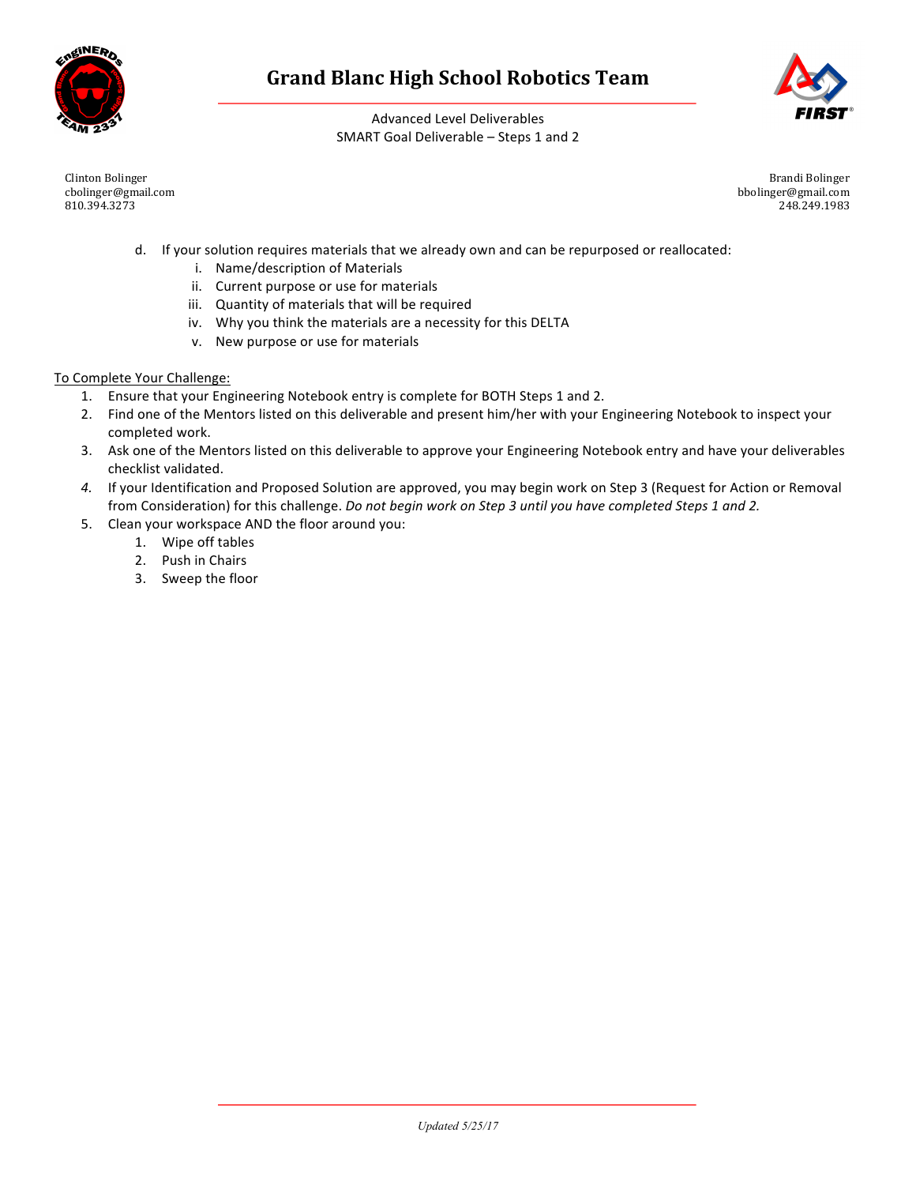d. If your solution requires materials that we already own and can be repurposed or reallocated:
   i. Name/description of Materials
   ii. Current purpose or use for materials
   iii. Quantity of materials that will be required
   iv. Why you think the materials are a necessity for this DELTA
   v. New purpose or use for materials

<u>To Complete Your Challenge:</u>

1. Ensure that your Engineering Notebook entry is complete for BOTH Steps 1 and 2.
2. Find one of the Mentors listed on this deliverable and present him/her with your Engineering Notebook to inspect your completed work.
3. Ask one of the Mentors listed on this deliverable to approve your Engineering Notebook entry and have your deliverables checklist validated.
4. If your Identification and Proposed Solution are approved, you may begin work on Step 3 (Request for Action or Removal from Consideration) for this challenge. *Do not begin work on Step 3 until you have completed Steps 1 and 2.*
5. Clean your workspace AND the floor around you:
   1. Wipe off tables
   2. Push in Chairs
   3. Sweep the floor